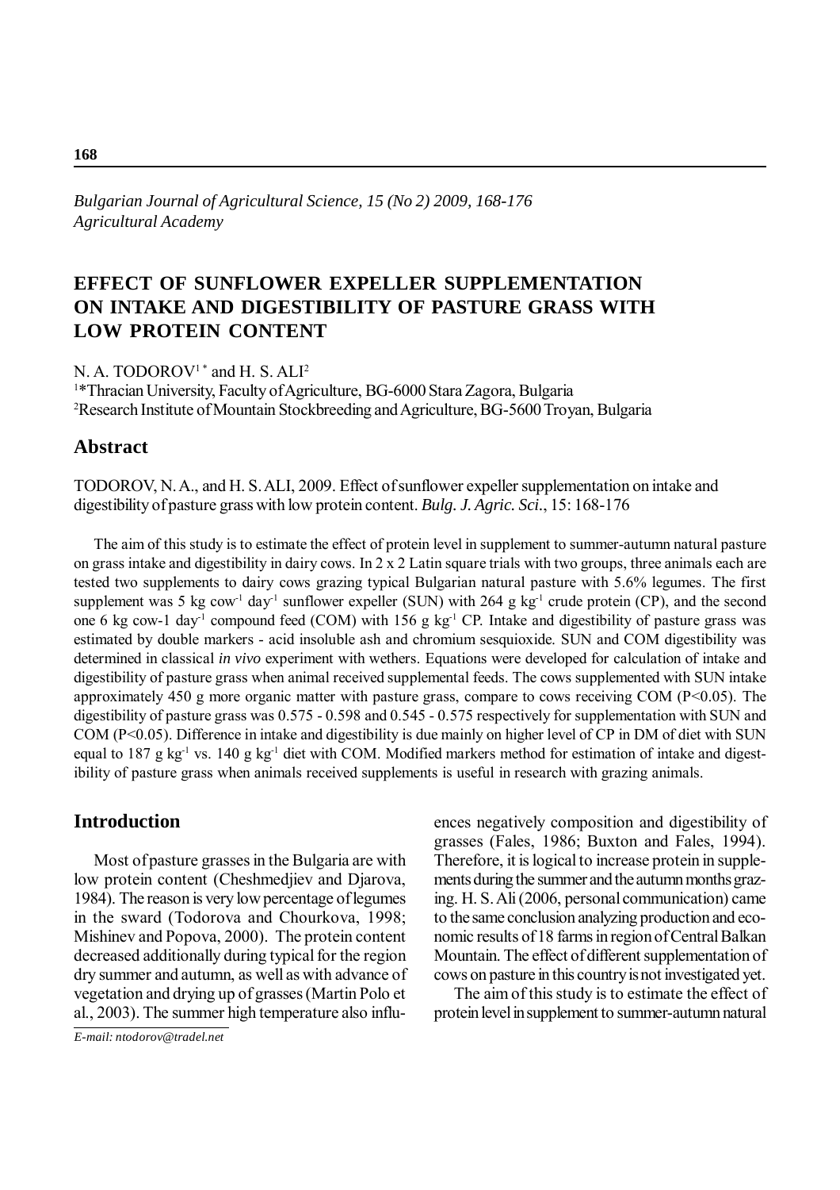# EFFECT OF SUNFLOWER EXPELLER SUPPLEMENTATION ON INTAKE AND DIGESTIBILITY OF PASTURE GRASS WITH LOW PROTEIN CONTENT

N. A. TODOROV[1*] and H. S. ALI[2]

[1]*Thracian University, Faculty of Agriculture, BG-6000 Stara Zagora, Bulgaria
[2]Research Institute of Mountain Stockbreeding and Agriculture, BG-5600 Troyan, Bulgaria

## Abstract

TODOROV, N. A., and H. S. ALI, 2009. Effect of sunflower expeller supplementation on intake and digestibility of pasture grass with low protein content. *Bulg. J. Agric. Sci*., 15: 168-176

The aim of this study is to estimate the effect of protein level in supplement to summer-autumn natural pasture on grass intake and digestibility in dairy cows. In 2 x 2 Latin square trials with two groups, three animals each are tested two supplements to dairy cows grazing typical Bulgarian natural pasture with 5.6% legumes. The first supplement was 5 kg cow$^{-1}$ day$^{-1}$ sunflower expeller (SUN) with 264 g kg$^{-1}$ crude protein (CP), and the second one 6 kg cow-1 day$^{-1}$ compound feed (COM) with 156 g kg$^{-1}$ CP. Intake and digestibility of pasture grass was estimated by double markers - acid insoluble ash and chromium sesquioxide. SUN and COM digestibility was determined in classical *in vivo* experiment with wethers. Equations were developed for calculation of intake and digestibility of pasture grass when animal received supplemental feeds. The cows supplemented with SUN intake approximately 450 g more organic matter with pasture grass, compare to cows receiving COM ($P<0.05$). The digestibility of pasture grass was 0.575 - 0.598 and 0.545 - 0.575 respectively for supplementation with SUN and COM ($P<0.05$). Difference in intake and digestibility is due mainly on higher level of CP in DM of diet with SUN equal to 187 g kg$^{-1}$ vs. 140 g kg$^{-1}$ diet with COM. Modified markers method for estimation of intake and digestibility of pasture grass when animals received supplements is useful in research with grazing animals.

## Introduction

Most of pasture grasses in the Bulgaria are with low protein content (Cheshmedjiev and Djarova, 1984). The reason is very low percentage of legumes in the sward (Todorova and Chourkova, 1998; Mishinev and Popova, 2000). The protein content decreased additionally during typical for the region dry summer and autumn, as well as with advance of vegetation and drying up of grasses (Martin Polo et al., 2003). The summer high temperature also influences negatively composition and digestibility of grasses (Fales, 1986; Buxton and Fales, 1994). Therefore, it is logical to increase protein in supplements during the summer and the autumn months grazing. H. S. Ali (2006, personal communication) came to the same conclusion analyzing production and economic results of 18 farms in region of Central Balkan Mountain. The effect of different supplementation of cows on pasture in this country is not investigated yet.

The aim of this study is to estimate the effect of protein level in supplement to summer-autumn natural

*E-mail: ntodorov@tradel.net*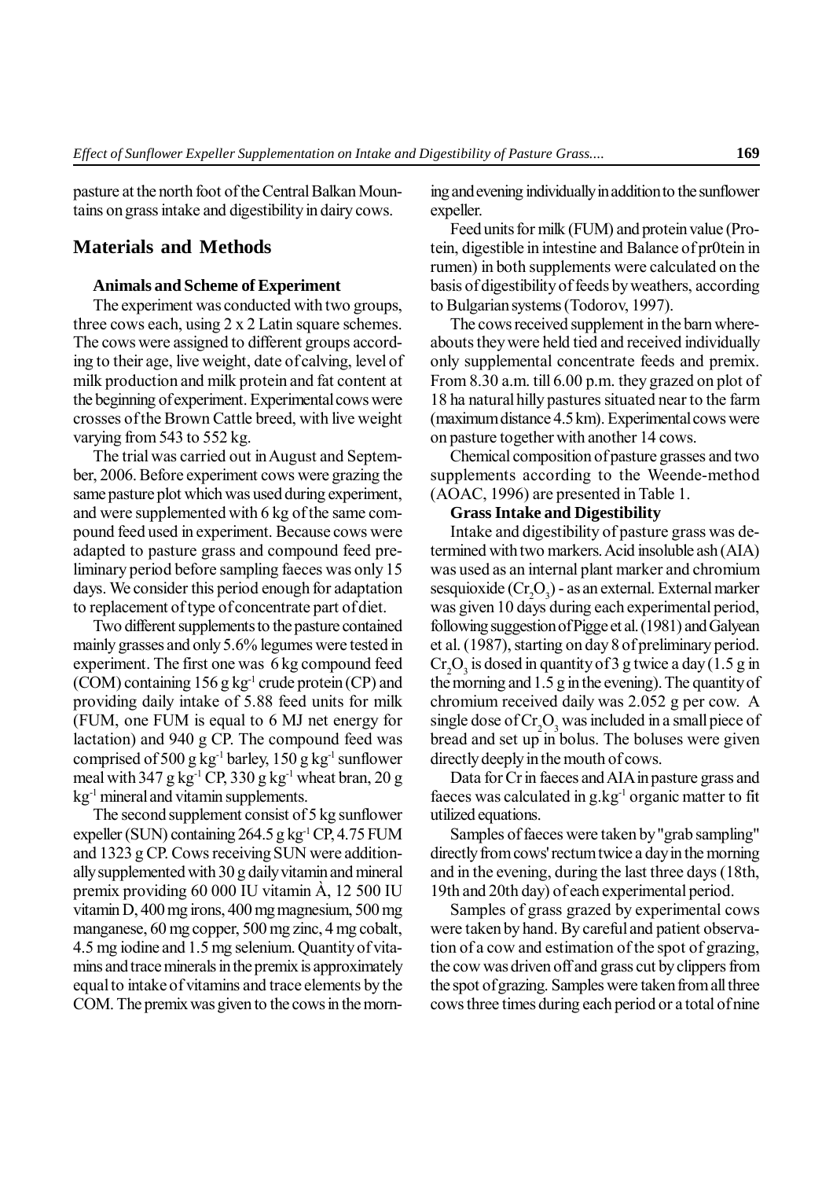pasture at the north foot of the Central Balkan Mountains on grass intake and digestibility in dairy cows.

## Materials and Methods

### Animals and Scheme of Experiment

The experiment was conducted with two groups, three cows each, using 2 x 2 Latin square schemes. The cows were assigned to different groups according to their age, live weight, date of calving, level of milk production and milk protein and fat content at the beginning of experiment. Experimental cows were crosses of the Brown Cattle breed, with live weight varying from 543 to 552 kg.

The trial was carried out in August and September, 2006. Before experiment cows were grazing the same pasture plot which was used during experiment, and were supplemented with 6 kg of the same compound feed used in experiment. Because cows were adapted to pasture grass and compound feed preliminary period before sampling faeces was only 15 days. We consider this period enough for adaptation to replacement of type of concentrate part of diet.

Two different supplements to the pasture contained mainly grasses and only 5.6% legumes were tested in experiment. The first one was 6 kg compound feed (COM) containing 156 g $kg^{-1}$ crude protein (CP) and providing daily intake of 5.88 feed units for milk (FUM, one FUM is equal to 6 MJ net energy for lactation) and 940 g CP. The compound feed was comprised of 500 g $kg^{-1}$ barley, 150 g $kg^{-1}$ sunflower meal with 347 g $kg^{-1}$ CP, 330 g $kg^{-1}$ wheat bran, 20 g $kg^{-1}$ mineral and vitamin supplements.

The second supplement consist of 5 kg sunflower expeller (SUN) containing 264.5 g $kg^{-1}$ CP, 4.75 FUM and 1323 g CP. Cows receiving SUN were additionally supplemented with 30 g daily vitamin and mineral premix providing 60 000 IU vitamin À, 12 500 IU vitamin D, 400 mg irons, 400 mg magnesium, 500 mg manganese, 60 mg copper, 500 mg zinc, 4 mg cobalt, 4.5 mg iodine and 1.5 mg selenium. Quantity of vitamins and trace minerals in the premix is approximately equal to intake of vitamins and trace elements by the COM. The premix was given to the cows in the morning and evening individually in addition to the sunflower expeller.

Feed units for milk (FUM) and protein value (Protein, digestible in intestine and Balance of pr0tein in rumen) in both supplements were calculated on the basis of digestibility of feeds by weathers, according to Bulgarian systems (Todorov, 1997).

The cows received supplement in the barn whereabouts they were held tied and received individually only supplemental concentrate feeds and premix. From 8.30 a.m. till 6.00 p.m. they grazed on plot of 18 ha natural hilly pastures situated near to the farm (maximum distance 4.5 km). Experimental cows were on pasture together with another 14 cows.

Chemical composition of pasture grasses and two supplements according to the Weende-method (AOAC, 1996) are presented in Table 1.

### Grass Intake and Digestibility

Intake and digestibility of pasture grass was determined with two markers. Acid insoluble ash (AIA) was used as an internal plant marker and chromium sesquioxide ($Cr_2O_3$) - as an external. External marker was given 10 days during each experimental period, following suggestion of Pigge et al. (1981) and Galyean et al. (1987), starting on day 8 of preliminary period. $Cr_2O_3$ is dosed in quantity of 3 g twice a day (1.5 g in the morning and 1.5 g in the evening). The quantity of chromium received daily was 2.052 g per cow. A single dose of $Cr_2O_3$ was included in a small piece of bread and set up in bolus. The boluses were given directly deeply in the mouth of cows.

Data for Cr in faeces and AIA in pasture grass and faeces was calculated in g.$kg^{-1}$ organic matter to fit utilized equations.

Samples of faeces were taken by "grab sampling" directly from cows' rectum twice a day in the morning and in the evening, during the last three days (18th, 19th and 20th day) of each experimental period.

Samples of grass grazed by experimental cows were taken by hand. By careful and patient observation of a cow and estimation of the spot of grazing, the cow was driven off and grass cut by clippers from the spot of grazing. Samples were taken from all three cows three times during each period or a total of nine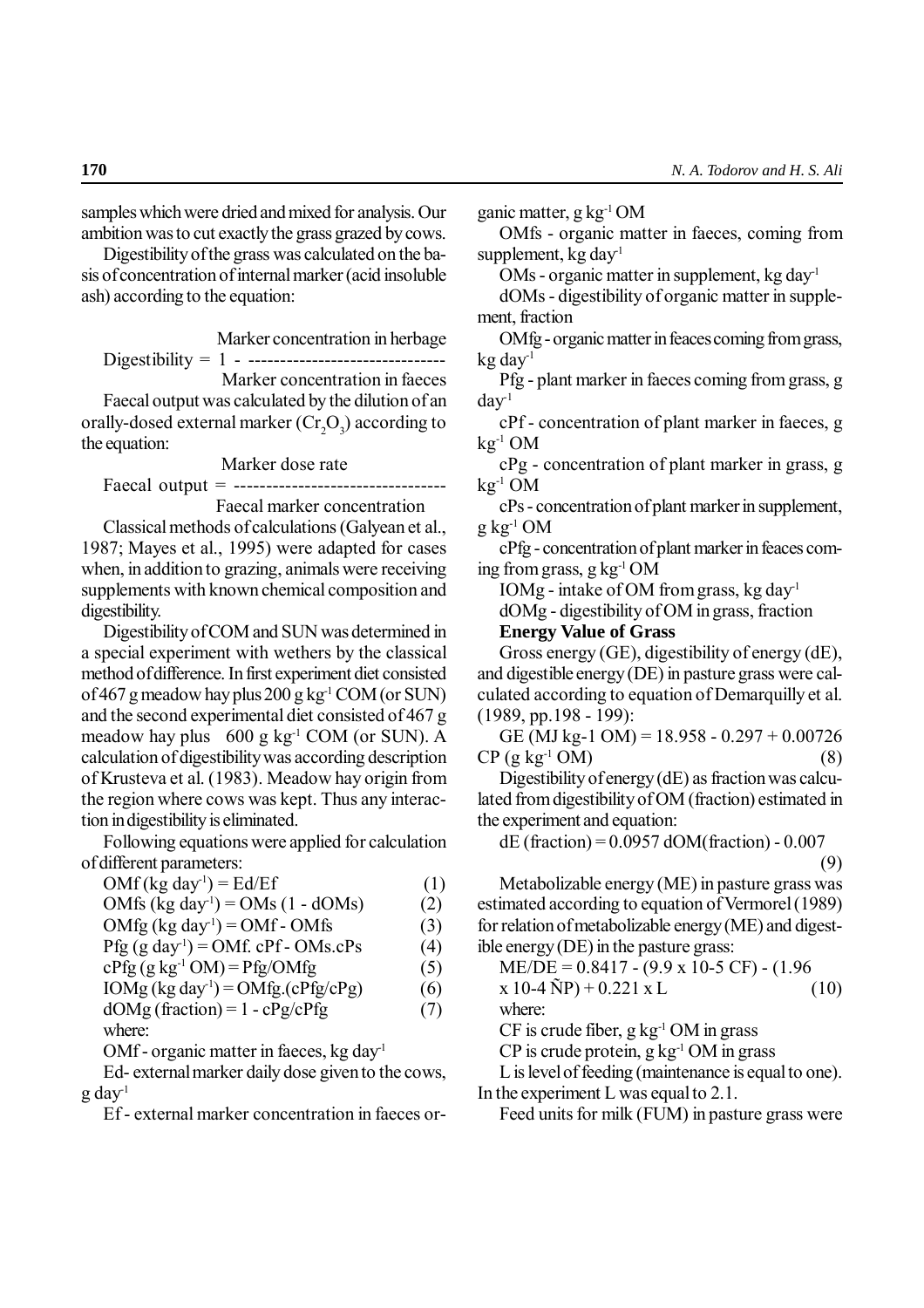samples which were dried and mixed for analysis. Our ambition was to cut exactly the grass grazed by cows.

Digestibility of the grass was calculated on the basis of concentration of internal marker (acid insoluble ash) according to the equation:

$$\text{Digestibility} = 1 - \frac{\text{Marker concentration in herbage}}{\text{Marker concentration in faeces}}$$

Faecal output was calculated by the dilution of an orally-dosed external marker ($Cr_2O_3$) according to the equation:

$$\text{Faecal output} = \frac{\text{Marker dose rate}}{\text{Faecal marker concentration}}$$

Classical methods of calculations (Galyean et al., 1987; Mayes et al., 1995) were adapted for cases when, in addition to grazing, animals were receiving supplements with known chemical composition and digestibility.

Digestibility of COM and SUN was determined in a special experiment with wethers by the classical method of difference. In first experiment diet consisted of 467 g meadow hay plus 200 g $kg^{-1}$ COM (or SUN) and the second experimental diet consisted of 467 g meadow hay plus 600 g $kg^{-1}$ COM (or SUN). A calculation of digestibility was according description of Krusteva et al. (1983). Meadow hay origin from the region where cows was kept. Thus any interaction in digestibility is eliminated.

Following equations were applied for calculation of different parameters:

$$OMf\ (kg\ day^{-1}) = Ed/Ef \quad (1)$$

$$OMfs\ (kg\ day^{-1}) = OMs\ (1 - dOMs) \quad (2)$$

$$OMfg\ (kg\ day^{-1}) = OMf - OMfs \quad (3)$$

$$Pfg\ (g\ day^{-1}) = OMf.\ cPf - OMs.cPs \quad (4)$$

$$cPfg\ (g\ kg^{-1}\ OM) = Pfg/OMfg \quad (5)$$

$$IOMg\ (kg\ day^{-1}) = OMfg.(cPfg/cPg) \quad (6)$$

$$dOMg\ (fraction) = 1 - cPg/cPfg \quad (7)$$

where:

OMf - organic matter in faeces, kg $day^{-1}$

Ed- external marker daily dose given to the cows, g $day^{-1}$

Ef - external marker concentration in faeces organic matter, g $kg^{-1}$ OM

OMfs - organic matter in faeces, coming from supplement, kg $day^{-1}$

OMs - organic matter in supplement, kg $day^{-1}$

dOMs - digestibility of organic matter in supplement, fraction

OMfg - organic matter in feaces coming from grass, kg $day^{-1}$

Pfg - plant marker in faeces coming from grass, g $day^{-1}$

cPf - concentration of plant marker in faeces, g $kg^{-1}$ OM

cPg - concentration of plant marker in grass, g $kg^{-1}$ OM

cPs - concentration of plant marker in supplement, g $kg^{-1}$ OM

cPfg - concentration of plant marker in feaces coming from grass, g $kg^{-1}$ OM

IOMg - intake of OM from grass, kg $day^{-1}$

dOMg - digestibility of OM in grass, fraction

**Energy Value of Grass**

Gross energy (GE), digestibility of energy (dE), and digestible energy (DE) in pasture grass were calculated according to equation of Demarquilly et al. (1989, pp.198 - 199):

$$GE\ (MJ\ kg\text{-}1\ OM) = 18.958 - 0.297 + 0.00726\ CP\ (g\ kg^{-1}\ OM) \quad (8)$$

Digestibility of energy (dE) as fraction was calculated from digestibility of OM (fraction) estimated in the experiment and equation:

$$dE\ (fraction) = 0.0957\ dOM(fraction) - 0.007 \quad (9)$$

Metabolizable energy (ME) in pasture grass was estimated according to equation of Vermorel (1989) for relation of metabolizable energy (ME) and digestible energy (DE) in the pasture grass:

$$ME/DE = 0.8417 - (9.9 \times 10\text{-}5\ CF) - (1.96 \times 10\text{-}4\ \tilde{N}P) + 0.221 \times L \quad (10)$$

where:

CF is crude fiber, g $kg^{-1}$ OM in grass

CP is crude protein, g $kg^{-1}$ OM in grass

L is level of feeding (maintenance is equal to one). In the experiment L was equal to 2.1.

Feed units for milk (FUM) in pasture grass were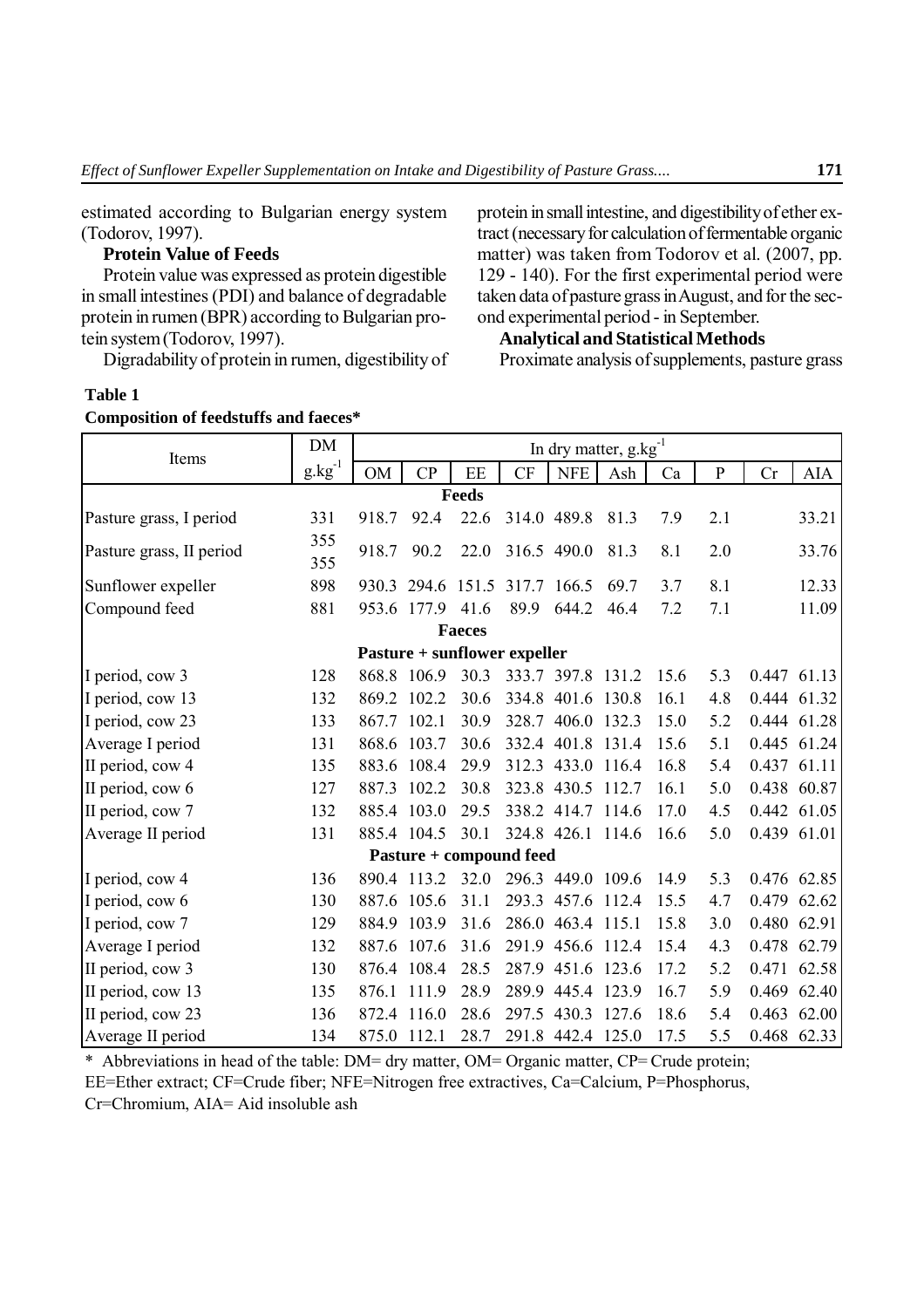estimated according to Bulgarian energy system (Todorov, 1997).

**Protein Value of Feeds**

Protein value was expressed as protein digestible in small intestines (PDI) and balance of degradable protein in rumen (BPR) according to Bulgarian protein system (Todorov, 1997).

Digradability of protein in rumen, digestibility of protein in small intestine, and digestibility of ether extract (necessary for calculation of fermentable organic matter) was taken from Todorov et al. (2007, pp. 129 - 140). For the first experimental period were taken data of pasture grass in August, and for the second experimental period - in September.

**Analytical and Statistical Methods**

Proximate analysis of supplements, pasture grass

**Table 1**

**Composition of feedstuffs and faeces***

| Items | DM | In dry matter, $g.kg^{-1}$ | | | | | | | | | |
|---|---|---|---|---|---|---|---|---|---|---|---|
| | $g.kg^{-1}$ | OM | CP | EE | CF | NFE | Ash | Ca | P | Cr | AIA |
| **Feeds** | | | | | | | | | | | |
| Pasture grass, I period | 331 | 918.7 | 92.4 | 22.6 | 314.0 | 489.8 | 81.3 | 7.9 | 2.1 | | 33.21 |
| Pasture grass, II period | 355 355 | 918.7 | 90.2 | 22.0 | 316.5 | 490.0 | 81.3 | 8.1 | 2.0 | | 33.76 |
| Sunflower expeller | 898 | 930.3 | 294.6 | 151.5 | 317.7 | 166.5 | 69.7 | 3.7 | 8.1 | | 12.33 |
| Compound feed | 881 | 953.6 | 177.9 | 41.6 | 89.9 | 644.2 | 46.4 | 7.2 | 7.1 | | 11.09 |
| **Faeces** | | | | | | | | | | | |
| **Pasture + sunflower expeller** | | | | | | | | | | | |
| I period, cow 3 | 128 | 868.8 | 106.9 | 30.3 | 333.7 | 397.8 | 131.2 | 15.6 | 5.3 | 0.447 | 61.13 |
| I period, cow 13 | 132 | 869.2 | 102.2 | 30.6 | 334.8 | 401.6 | 130.8 | 16.1 | 4.8 | 0.444 | 61.32 |
| I period, cow 23 | 133 | 867.7 | 102.1 | 30.9 | 328.7 | 406.0 | 132.3 | 15.0 | 5.2 | 0.444 | 61.28 |
| Average I period | 131 | 868.6 | 103.7 | 30.6 | 332.4 | 401.8 | 131.4 | 15.6 | 5.1 | 0.445 | 61.24 |
| II period, cow 4 | 135 | 883.6 | 108.4 | 29.9 | 312.3 | 433.0 | 116.4 | 16.8 | 5.4 | 0.437 | 61.11 |
| II period, cow 6 | 127 | 887.3 | 102.2 | 30.8 | 323.8 | 430.5 | 112.7 | 16.1 | 5.0 | 0.438 | 60.87 |
| II period, cow 7 | 132 | 885.4 | 103.0 | 29.5 | 338.2 | 414.7 | 114.6 | 17.0 | 4.5 | 0.442 | 61.05 |
| Average II period | 131 | 885.4 | 104.5 | 30.1 | 324.8 | 426.1 | 114.6 | 16.6 | 5.0 | 0.439 | 61.01 |
| **Pasture + compound feed** | | | | | | | | | | | |
| I period, cow 4 | 136 | 890.4 | 113.2 | 32.0 | 296.3 | 449.0 | 109.6 | 14.9 | 5.3 | 0.476 | 62.85 |
| I period, cow 6 | 130 | 887.6 | 105.6 | 31.1 | 293.3 | 457.6 | 112.4 | 15.5 | 4.7 | 0.479 | 62.62 |
| I period, cow 7 | 129 | 884.9 | 103.9 | 31.6 | 286.0 | 463.4 | 115.1 | 15.8 | 3.0 | 0.480 | 62.91 |
| Average I period | 132 | 887.6 | 107.6 | 31.6 | 291.9 | 456.6 | 112.4 | 15.4 | 4.3 | 0.478 | 62.79 |
| II period, cow 3 | 130 | 876.4 | 108.4 | 28.5 | 287.9 | 451.6 | 123.6 | 17.2 | 5.2 | 0.471 | 62.58 |
| II period, cow 13 | 135 | 876.1 | 111.9 | 28.9 | 289.9 | 445.4 | 123.9 | 16.7 | 5.9 | 0.469 | 62.40 |
| II period, cow 23 | 136 | 872.4 | 116.0 | 28.6 | 297.5 | 430.3 | 127.6 | 18.6 | 5.4 | 0.463 | 62.00 |
| Average II period | 134 | 875.0 | 112.1 | 28.7 | 291.8 | 442.4 | 125.0 | 17.5 | 5.5 | 0.468 | 62.33 |

\* Abbreviations in head of the table: DM= dry matter, OM= Organic matter, CP= Crude protein; EE=Ether extract; CF=Crude fiber; NFE=Nitrogen free extractives, Ca=Calcium, P=Phosphorus, Cr=Chromium, AIA= Aid insoluble ash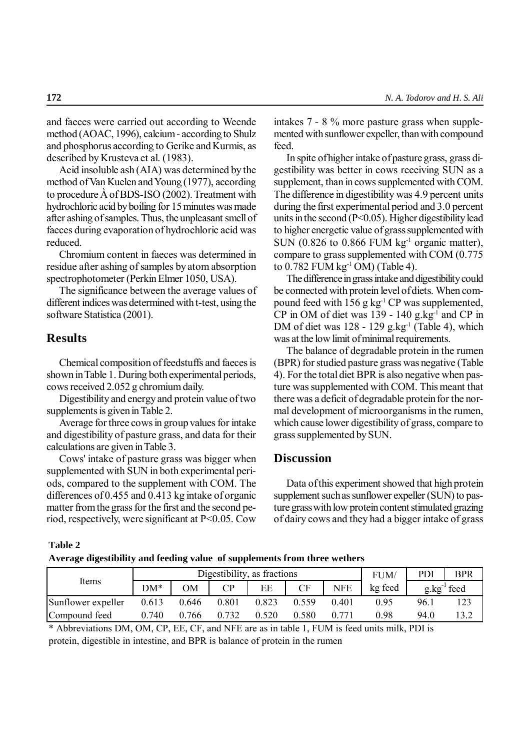and faeces were carried out according to Weende method (AOAC, 1996), calcium - according to Shulz and phosphorus according to Gerike and Kurmis, as described by Krusteva et al. (1983).

Acid insoluble ash (AIA) was determined by the method of Van Kuelen and Young (1977), according to procedure À of BDS-ISO (2002). Treatment with hydrochloric acid by boiling for 15 minutes was made after ashing of samples. Thus, the unpleasant smell of faeces during evaporation of hydrochloric acid was reduced.

Chromium content in faeces was determined in residue after ashing of samples by atom absorption spectrophotometer (Perkin Elmer 1050, USA).

The significance between the average values of different indices was determined with t-test, using the software Statistica (2001).

## Results

Chemical composition of feedstuffs and faeces is shown in Table 1. During both experimental periods, cows received 2.052 g chromium daily.

Digestibility and energy and protein value of two supplements is given in Table 2.

Average for three cows in group values for intake and digestibility of pasture grass, and data for their calculations are given in Table 3.

Cows' intake of pasture grass was bigger when supplemented with SUN in both experimental periods, compared to the supplement with COM. The differences of 0.455 and 0.413 kg intake of organic matter from the grass for the first and the second period, respectively, were significant at $P<0.05$. Cow intakes 7 - 8 % more pasture grass when supplemented with sunflower expeller, than with compound feed.

In spite of higher intake of pasture grass, grass digestibility was better in cows receiving SUN as a supplement, than in cows supplemented with COM. The difference in digestibility was 4.9 percent units during the first experimental period and 3.0 percent units in the second ($P<0.05$). Higher digestibility lead to higher energetic value of grass supplemented with SUN (0.826 to 0.866 FUM $kg^{-1}$ organic matter), compare to grass supplemented with COM (0.775 to 0.782 FUM $kg^{-1}$ OM) (Table 4).

The difference in grass intake and digestibility could be connected with protein level of diets. When compound feed with 156 g $kg^{-1}$ CP was supplemented, CP in OM of diet was 139 - 140 $g.kg^{-1}$ and CP in DM of diet was 128 - 129 $g.kg^{-1}$ (Table 4), which was at the low limit of minimal requirements.

The balance of degradable protein in the rumen (BPR) for studied pasture grass was negative (Table 4). For the total diet BPR is also negative when pasture was supplemented with COM. This meant that there was a deficit of degradable protein for the normal development of microorganisms in the rumen, which cause lower digestibility of grass, compare to grass supplemented by SUN.

## Discussion

Data of this experiment showed that high protein supplement such as sunflower expeller (SUN) to pasture grass with low protein content stimulated grazing of dairy cows and they had a bigger intake of grass

**Table 2**
**Average digestibility and feeding value of supplements from three wethers**

| Items | Digestibility, as fractions | | | | | | FUM/ | PDI | BPR |
|---|---|---|---|---|---|---|---|---|---|
| | DM* | OM | CP | EE | CF | NFE | kg feed | $g.kg^{-1}$ feed | |
| Sunflower expeller | 0.613 | 0.646 | 0.801 | 0.823 | 0.559 | 0.401 | 0.95 | 96.1 | 123 |
| Compound feed | 0.740 | 0.766 | 0.732 | 0.520 | 0.580 | 0.771 | 0.98 | 94.0 | 13.2 |

\* Abbreviations DM, OM, CP, EE, CF, and NFE are as in table 1, FUM is feed units milk, PDI is protein, digestible in intestine, and BPR is balance of protein in the rumen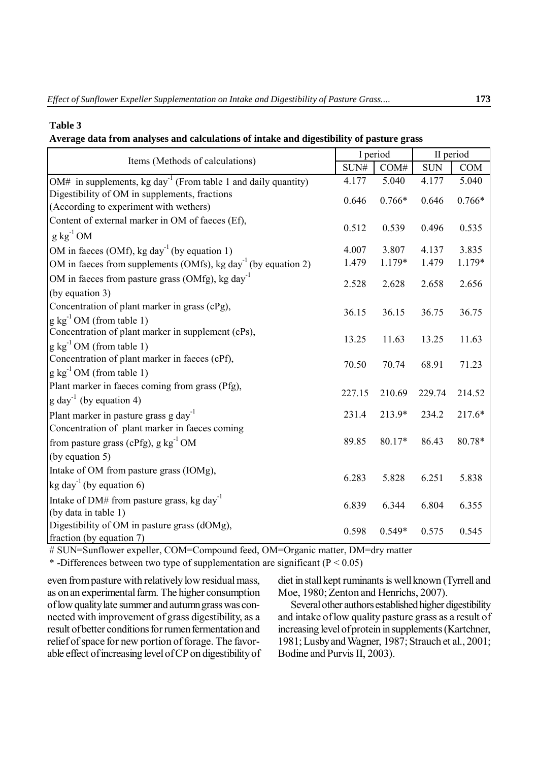**Table 3**

**Average data from analyses and calculations of intake and digestibility of pasture grass**

| Items (Methods of calculations) | I period | | II period | |
|---|---|---|---|---|
| | SUN# | COM# | SUN | COM |
| OM# in supplements, kg day$^{-1}$ (From table 1 and daily quantity) | 4.177 | 5.040 | 4.177 | 5.040 |
| Digestibility of OM in supplements, fractions (According to experiment with wethers) | 0.646 | 0.766* | 0.646 | 0.766* |
| Content of external marker in OM of faeces (Ef), g kg$^{-1}$ OM | 0.512 | 0.539 | 0.496 | 0.535 |
| OM in faeces (OMf), kg day$^{-1}$ (by equation 1) | 4.007 | 3.807 | 4.137 | 3.835 |
| OM in faeces from supplements (OMfs), kg day$^{-1}$ (by equation 2) | 1.479 | 1.179* | 1.479 | 1.179* |
| OM in faeces from pasture grass (OMfg), kg day$^{-1}$ (by equation 3) | 2.528 | 2.628 | 2.658 | 2.656 |
| Concentration of plant marker in grass (cPg), g kg$^{-1}$ OM (from table 1) | 36.15 | 36.15 | 36.75 | 36.75 |
| Concentration of plant marker in supplement (cPs), g kg$^{-1}$ OM (from table 1) | 13.25 | 11.63 | 13.25 | 11.63 |
| Concentration of plant marker in faeces (cPf), g kg$^{-1}$ OM (from table 1) | 70.50 | 70.74 | 68.91 | 71.23 |
| Plant marker in faeces coming from grass (Pfg), g day$^{-1}$ (by equation 4) | 227.15 | 210.69 | 229.74 | 214.52 |
| Plant marker in pasture grass g day$^{-1}$ | 231.4 | 213.9* | 234.2 | 217.6* |
| Concentration of plant marker in faeces coming from pasture grass (cPfg), g kg$^{-1}$ OM (by equation 5) | 89.85 | 80.17* | 86.43 | 80.78* |
| Intake of OM from pasture grass (IOMg), kg day$^{-1}$ (by equation 6) | 6.283 | 5.828 | 6.251 | 5.838 |
| Intake of DM# from pasture grass, kg day$^{-1}$ (by data in table 1) | 6.839 | 6.344 | 6.804 | 6.355 |
| Digestibility of OM in pasture grass (dOMg), fraction (by equation 7) | 0.598 | 0.549* | 0.575 | 0.545 |

# SUN=Sunflower expeller, COM=Compound feed, OM=Organic matter, DM=dry matter

* -Differences between two type of supplementation are significant ($P < 0.05$)

even from pasture with relatively low residual mass, as on an experimental farm. The higher consumption of low quality late summer and autumn grass was connected with improvement of grass digestibility, as a result of better conditions for rumen fermentation and relief of space for new portion of forage. The favorable effect of increasing level of CP on digestibility of diet in stall kept ruminants is well known (Tyrrell and Moe, 1980; Zenton and Henrichs, 2007).

Several other authors established higher digestibility and intake of low quality pasture grass as a result of increasing level of protein in supplements (Kartchner, 1981; Lusby and Wagner, 1987; Strauch et al., 2001; Bodine and Purvis II, 2003).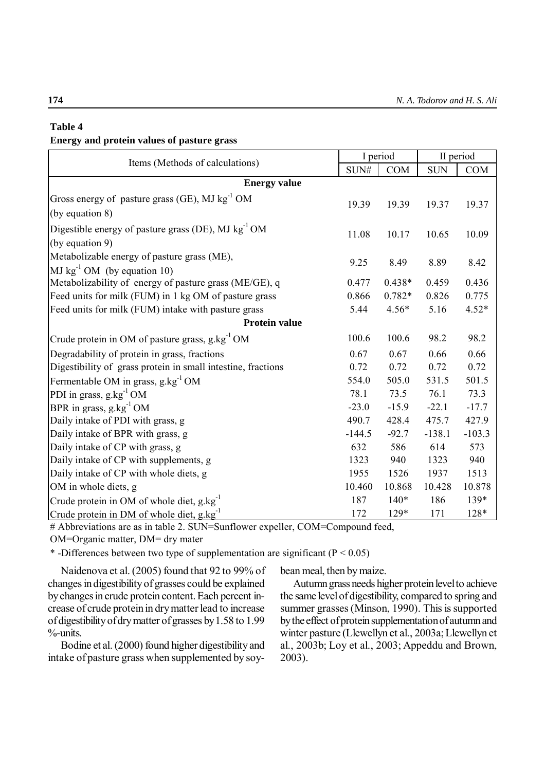**Table 4**

**Energy and protein values of pasture grass**

| Items (Methods of calculations) | I period | | II period | |
|---|---|---|---|---|
| | SUN# | COM | SUN | COM |
| **Energy value** | | | | |
| Gross energy of pasture grass (GE), MJ $kg^{-1}$ OM (by equation 8) | 19.39 | 19.39 | 19.37 | 19.37 |
| Digestible energy of pasture grass (DE), MJ $kg^{-1}$ OM (by equation 9) | 11.08 | 10.17 | 10.65 | 10.09 |
| Metabolizable energy of pasture grass (ME), MJ $kg^{-1}$ OM (by equation 10) | 9.25 | 8.49 | 8.89 | 8.42 |
| Metabolizability of energy of pasture grass (ME/GE), q | 0.477 | 0.438* | 0.459 | 0.436 |
| Feed units for milk (FUM) in 1 kg OM of pasture grass | 0.866 | 0.782* | 0.826 | 0.775 |
| Feed units for milk (FUM) intake with pasture grass | 5.44 | 4.56* | 5.16 | 4.52* |
| **Protein value** | | | | |
| Crude protein in OM of pasture grass, g.$kg^{-1}$ OM | 100.6 | 100.6 | 98.2 | 98.2 |
| Degradability of protein in grass, fractions | 0.67 | 0.67 | 0.66 | 0.66 |
| Digestibility of grass protein in small intestine, fractions | 0.72 | 0.72 | 0.72 | 0.72 |
| Fermentable OM in grass, g.$kg^{-1}$ OM | 554.0 | 505.0 | 531.5 | 501.5 |
| PDI in grass, g.$kg^{-1}$ OM | 78.1 | 73.5 | 76.1 | 73.3 |
| BPR in grass, g.$kg^{-1}$ OM | -23.0 | -15.9 | -22.1 | -17.7 |
| Daily intake of PDI with grass, g | 490.7 | 428.4 | 475.7 | 427.9 |
| Daily intake of BPR with grass, g | -144.5 | -92.7 | -138.1 | -103.3 |
| Daily intake of CP with grass, g | 632 | 586 | 614 | 573 |
| Daily intake of CP with supplements, g | 1323 | 940 | 1323 | 940 |
| Daily intake of CP with whole diets, g | 1955 | 1526 | 1937 | 1513 |
| OM in whole diets, g | 10.460 | 10.868 | 10.428 | 10.878 |
| Crude protein in OM of whole diet, g.$kg^{-1}$ | 187 | 140* | 186 | 139* |
| Crude protein in DM of whole diet, g.$kg^{-1}$ | 172 | 129* | 171 | 128* |

# Abbreviations are as in table 2. SUN=Sunflower expeller, COM=Compound feed, OM=Organic matter, DM= dry mater

\* -Differences between two type of supplementation are significant ($P < 0.05$)

Naidenova et al. (2005) found that 92 to 99% of changes in digestibility of grasses could be explained by changes in crude protein content. Each percent increase of crude protein in dry matter lead to increase of digestibility of dry matter of grasses by 1.58 to 1.99 %-units.

Bodine et al. (2000) found higher digestibility and intake of pasture grass when supplemented by soybean meal, then by maize.

Autumn grass needs higher protein level to achieve the same level of digestibility, compared to spring and summer grasses (Minson, 1990). This is supported by the effect of protein supplementation of autumn and winter pasture (Llewellyn et al., 2003a; Llewellyn et al., 2003b; Loy et al., 2003; Appeddu and Brown, 2003).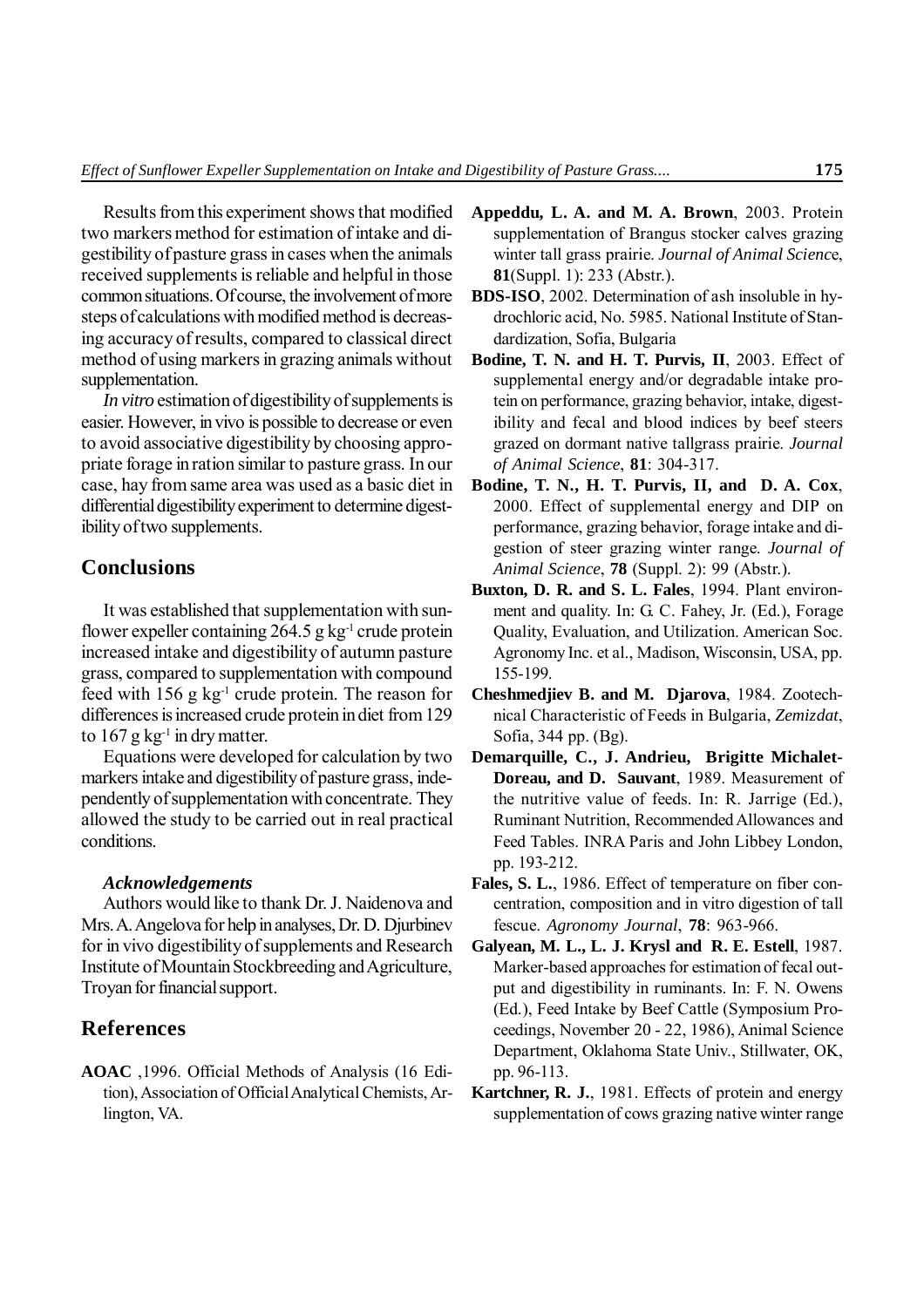Results from this experiment shows that modified two markers method for estimation of intake and digestibility of pasture grass in cases when the animals received supplements is reliable and helpful in those common situations. Of course, the involvement of more steps of calculations with modified method is decreasing accuracy of results, compared to classical direct method of using markers in grazing animals without supplementation.

*In vitro* estimation of digestibility of supplements is easier. However, in vivo is possible to decrease or even to avoid associative digestibility by choosing appropriate forage in ration similar to pasture grass. In our case, hay from same area was used as a basic diet in differential digestibility experiment to determine digestibility of two supplements.

## Conclusions

It was established that supplementation with sunflower expeller containing 264.5 g $kg^{-1}$ crude protein increased intake and digestibility of autumn pasture grass, compared to supplementation with compound feed with 156 g $kg^{-1}$ crude protein. The reason for differences is increased crude protein in diet from 129 to 167 g $kg^{-1}$ in dry matter.

Equations were developed for calculation by two markers intake and digestibility of pasture grass, independently of supplementation with concentrate. They allowed the study to be carried out in real practical conditions.

### *Acknowledgements*

Authors would like to thank Dr. J. Naidenova and Mrs. A. Angelova for help in analyses, Dr. D. Djurbinev for in vivo digestibility of supplements and Research Institute of Mountain Stockbreeding and Agriculture, Troyan for financial support.

## References

**AOAC** ,1996. Official Methods of Analysis (16 Edition), Association of Official Analytical Chemists, Arlington, VA.

**Appeddu, L. A. and M. A. Brown**, 2003. Protein supplementation of Brangus stocker calves grazing winter tall grass prairie. *Journal of Animal Scienc*e, **81**(Suppl. 1): 233 (Abstr.).

**BDS-ISO**, 2002. Determination of ash insoluble in hydrochloric acid, No. 5985. National Institute of Standardization, Sofia, Bulgaria

**Bodine, T. N. and H. T. Purvis, II**, 2003. Effect of supplemental energy and/or degradable intake protein on performance, grazing behavior, intake, digestibility and fecal and blood indices by beef steers grazed on dormant native tallgrass prairie. *Journal of Animal Science*, **81**: 304-317.

**Bodine, T. N., H. T. Purvis, II, and D. A. Cox**, 2000. Effect of supplemental energy and DIP on performance, grazing behavior, forage intake and digestion of steer grazing winter range. *Journal of Animal Science*, **78** (Suppl. 2): 99 (Abstr.).

**Buxton, D. R. and S. L. Fales**, 1994. Plant environment and quality. In: G. C. Fahey, Jr. (Ed.), Forage Quality, Evaluation, and Utilization. American Soc. Agronomy Inc. et al., Madison, Wisconsin, USA, pp. 155-199.

**Cheshmedjiev B. and M. Djarova**, 1984. Zootechnical Characteristic of Feeds in Bulgaria, *Zemizdat*, Sofia, 344 pp. (Bg).

**Demarquille, C., J. Andrieu, Brigitte Michalet-Doreau, and D. Sauvant**, 1989. Measurement of the nutritive value of feeds. In: R. Jarrige (Ed.), Ruminant Nutrition, Recommended Allowances and Feed Tables. INRA Paris and John Libbey London, pp. 193-212.

**Fales, S. L.**, 1986. Effect of temperature on fiber concentration, composition and in vitro digestion of tall fescue. *Agronomy Journal*, **78**: 963-966.

**Galyean, M. L., L. J. Krysl and R. E. Estell**, 1987. Marker-based approaches for estimation of fecal output and digestibility in ruminants. In: F. N. Owens (Ed.), Feed Intake by Beef Cattle (Symposium Proceedings, November 20 - 22, 1986), Animal Science Department, Oklahoma State Univ., Stillwater, OK, pp. 96-113.

**Kartchner, R. J.**, 1981. Effects of protein and energy supplementation of cows grazing native winter range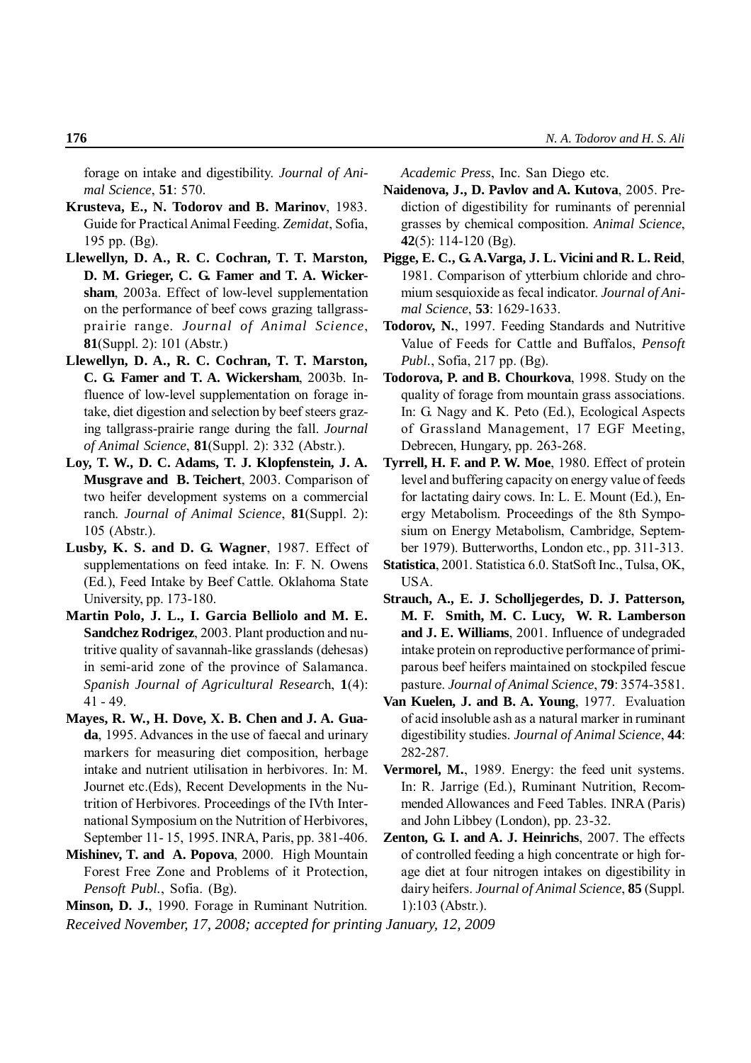forage on intake and digestibility. *Journal of Animal Science*, **51**: 570.

**Krusteva, E., N. Todorov and B. Marinov**, 1983. Guide for Practical Animal Feeding. *Zemidat*, Sofia, 195 pp. (Bg).

**Llewellyn, D. A., R. C. Cochran, T. T. Marston, D. M. Grieger, C. G. Famer and T. A. Wickersham**, 2003a. Effect of low-level supplementation on the performance of beef cows grazing tallgrass-prairie range. *Journal of Animal Science*, **81**(Suppl. 2): 101 (Abstr.)

**Llewellyn, D. A., R. C. Cochran, T. T. Marston, C. G. Famer and T. A. Wickersham**, 2003b. Influence of low-level supplementation on forage intake, diet digestion and selection by beef steers grazing tallgrass-prairie range during the fall. *Journal of Animal Science*, **81**(Suppl. 2): 332 (Abstr.).

**Loy, T. W., D. C. Adams, T. J. Klopfenstein, J. A. Musgrave and B. Teichert**, 2003. Comparison of two heifer development systems on a commercial ranch. *Journal of Animal Science*, **81**(Suppl. 2): 105 (Abstr.).

**Lusby, K. S. and D. G. Wagner**, 1987. Effect of supplementations on feed intake. In: F. N. Owens (Ed.), Feed Intake by Beef Cattle. Oklahoma State University, pp. 173-180.

**Martin Polo, J. L., I. Garcia Belliolo and M. E. Sandchez Rodrigez**, 2003. Plant production and nutritive quality of savannah-like grasslands (dehesas) in semi-arid zone of the province of Salamanca. *Spanish Journal of Agricultural Research*, **1**(4): 41 - 49.

**Mayes, R. W., H. Dove, X. B. Chen and J. A. Guada**, 1995. Advances in the use of faecal and urinary markers for measuring diet composition, herbage intake and nutrient utilisation in herbivores. In: M. Journet etc.(Eds), Recent Developments in the Nutrition of Herbivores. Proceedings of the IVth International Symposium on the Nutrition of Herbivores, September 11- 15, 1995. INRA, Paris, pp. 381-406.

**Mishinev, T. and A. Popova**, 2000. High Mountain Forest Free Zone and Problems of it Protection, *Pensoft Publ.*, Sofia. (Bg).

**Minson, D. J.**, 1990. Forage in Ruminant Nutrition. *Academic Press*, Inc. San Diego etc.

**Naidenova, J., D. Pavlov and A. Kutova**, 2005. Prediction of digestibility for ruminants of perennial grasses by chemical composition. *Animal Science*, **42**(5): 114-120 (Bg).

**Pigge, E. C., G. A. Varga, J. L. Vicini and R. L. Reid**, 1981. Comparison of ytterbium chloride and chromium sesquioxide as fecal indicator. *Journal of Animal Science*, **53**: 1629-1633.

**Todorov, N.**, 1997. Feeding Standards and Nutritive Value of Feeds for Cattle and Buffalos, *Pensoft Publ.*, Sofia, 217 pp. (Bg).

**Todorova, P. and B. Chourkova**, 1998. Study on the quality of forage from mountain grass associations. In: G. Nagy and K. Peto (Ed.), Ecological Aspects of Grassland Management, 17 EGF Meeting, Debrecen, Hungary, pp. 263-268.

**Tyrrell, H. F. and P. W. Moe**, 1980. Effect of protein level and buffering capacity on energy value of feeds for lactating dairy cows. In: L. E. Mount (Ed.), Energy Metabolism. Proceedings of the 8th Symposium on Energy Metabolism, Cambridge, September 1979). Butterworths, London etc., pp. 311-313.

**Statistica**, 2001. Statistica 6.0. StatSoft Inc., Tulsa, OK, USA.

**Strauch, A., E. J. Scholljegerdes, D. J. Patterson, M. F. Smith, M. C. Lucy, W. R. Lamberson and J. E. Williams**, 2001. Influence of undegraded intake protein on reproductive performance of primiparous beef heifers maintained on stockpiled fescue pasture. *Journal of Animal Science*, **79**: 3574-3581.

**Van Kuelen, J. and B. A. Young**, 1977. Evaluation of acid insoluble ash as a natural marker in ruminant digestibility studies. *Journal of Animal Science*, **44**: 282-287.

**Vermorel, M.**, 1989. Energy: the feed unit systems. In: R. Jarrige (Ed.), Ruminant Nutrition, Recommended Allowances and Feed Tables. INRA (Paris) and John Libbey (London), pp. 23-32.

**Zenton, G. I. and A. J. Heinrichs**, 2007. The effects of controlled feeding a high concentrate or high forage diet at four nitrogen intakes on digestibility in dairy heifers. *Journal of Animal Science*, **85** (Suppl. 1):103 (Abstr.).

*Received November, 17, 2008; accepted for printing January, 12, 2009*